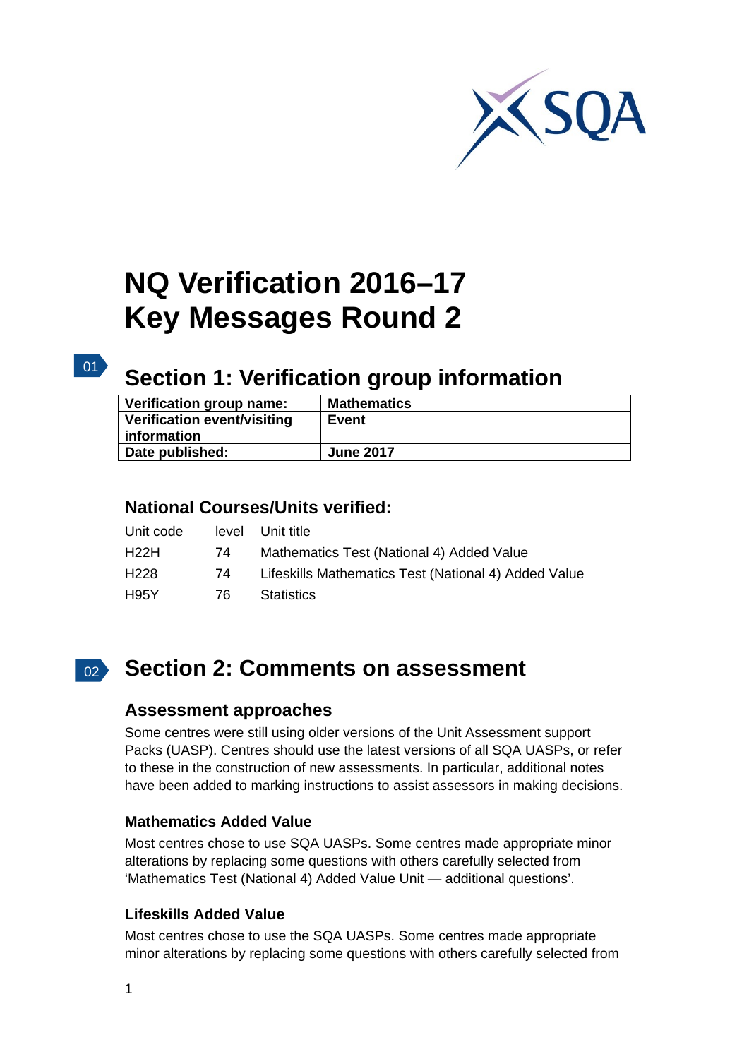# NQ Verification 2016–17
# Key Messages Round 2

## Section 1: Verification group information

| Verification group name: | Mathematics |
|---|---|
| Verification event/visiting information | Event |
| Date published: | June 2017 |

### National Courses/Units verified:

| Unit code | level | Unit title |
|---|---|---|
| H22H | 74 | Mathematics Test (National 4) Added Value |
| H228 | 74 | Lifeskills Mathematics Test (National 4) Added Value |
| H95Y | 76 | Statistics |

## Section 2: Comments on assessment

### Assessment approaches

Some centres were still using older versions of the Unit Assessment support Packs (UASP). Centres should use the latest versions of all SQA UASPs, or refer to these in the construction of new assessments. In particular, additional notes have been added to marking instructions to assist assessors in making decisions.

#### Mathematics Added Value

Most centres chose to use SQA UASPs. Some centres made appropriate minor alterations by replacing some questions with others carefully selected from 'Mathematics Test (National 4) Added Value Unit — additional questions'.

#### Lifeskills Added Value

Most centres chose to use the SQA UASPs. Some centres made appropriate minor alterations by replacing some questions with others carefully selected from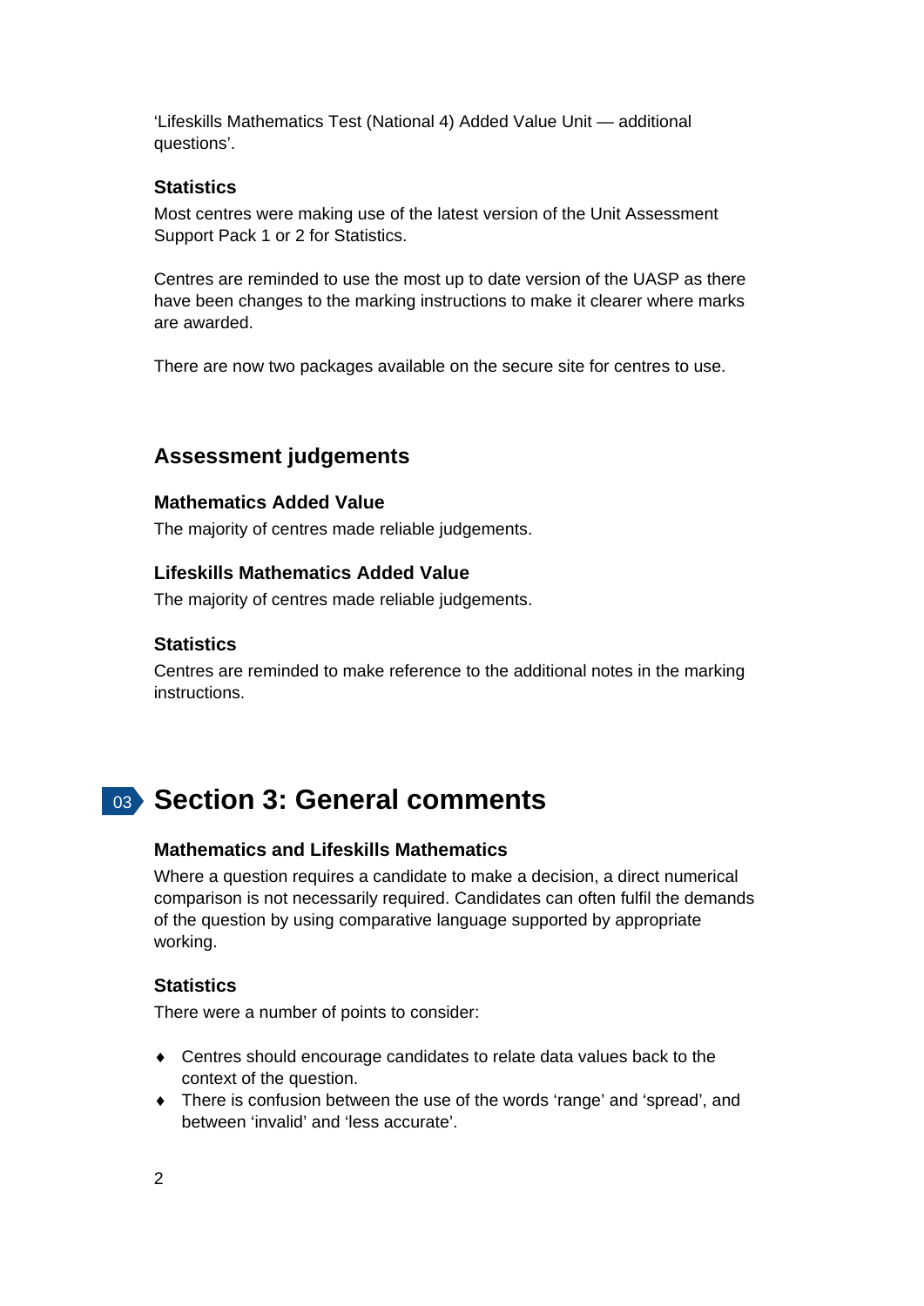'Lifeskills Mathematics Test (National 4) Added Value Unit — additional questions'.

### Statistics

Most centres were making use of the latest version of the Unit Assessment Support Pack 1 or 2 for Statistics.

Centres are reminded to use the most up to date version of the UASP as there have been changes to the marking instructions to make it clearer where marks are awarded.

There are now two packages available on the secure site for centres to use.

## Assessment judgements

### Mathematics Added Value

The majority of centres made reliable judgements.

### Lifeskills Mathematics Added Value

The majority of centres made reliable judgements.

### Statistics

Centres are reminded to make reference to the additional notes in the marking instructions.

# Section 3: General comments

### Mathematics and Lifeskills Mathematics

Where a question requires a candidate to make a decision, a direct numerical comparison is not necessarily required. Candidates can often fulfil the demands of the question by using comparative language supported by appropriate working.

### Statistics

There were a number of points to consider:

- Centres should encourage candidates to relate data values back to the context of the question.
- There is confusion between the use of the words 'range' and 'spread', and between 'invalid' and 'less accurate'.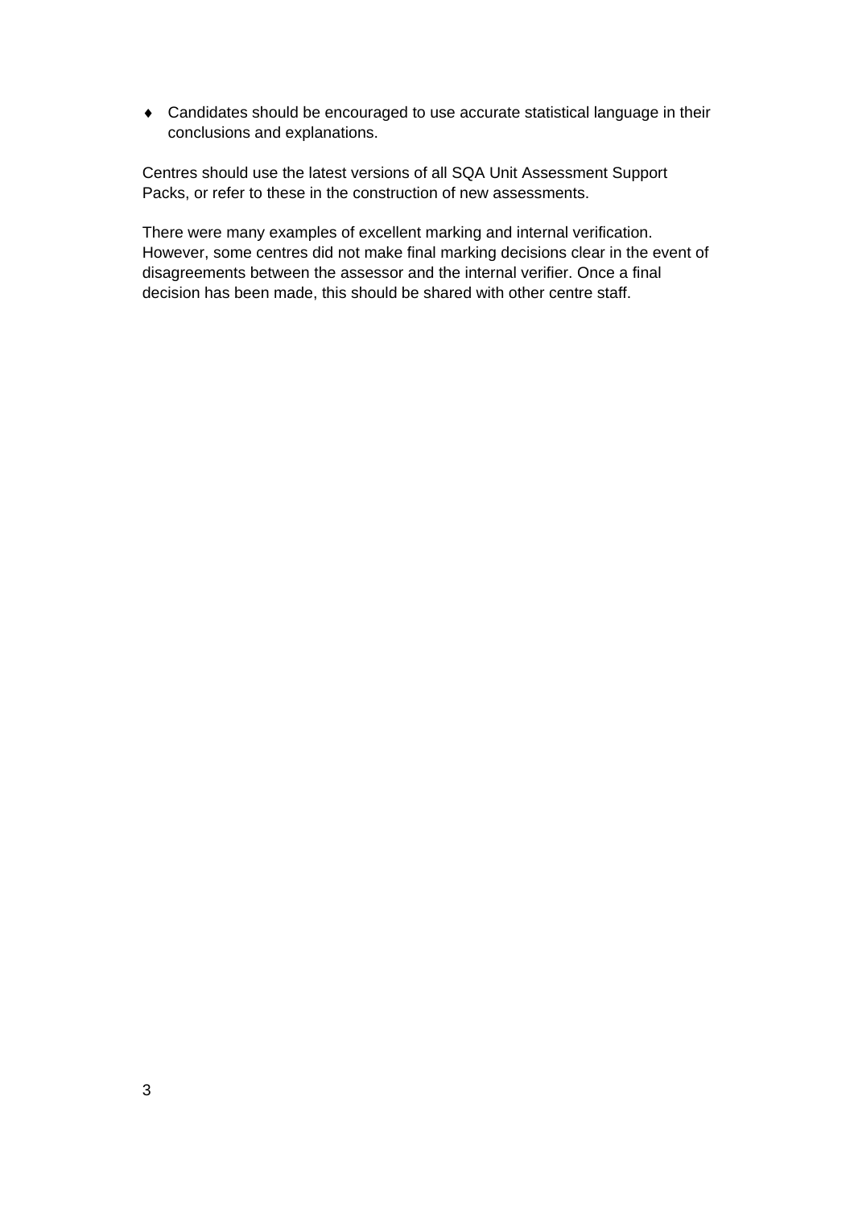- Candidates should be encouraged to use accurate statistical language in their conclusions and explanations.

Centres should use the latest versions of all SQA Unit Assessment Support Packs, or refer to these in the construction of new assessments.

There were many examples of excellent marking and internal verification. However, some centres did not make final marking decisions clear in the event of disagreements between the assessor and the internal verifier. Once a final decision has been made, this should be shared with other centre staff.